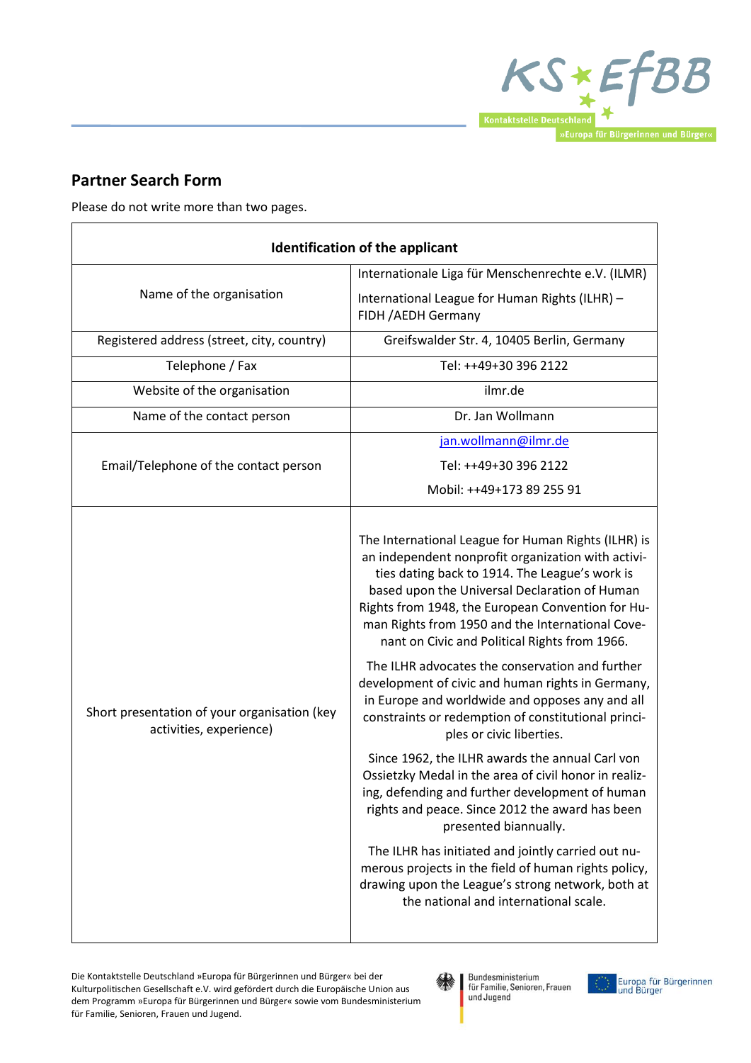## Partner Search Form

Please do not write more than two pages.

| Identification of the applicant | |
|---|---|
| Name of the organisation | Internationale Liga für Menschenrechte e.V. (ILMR)<br><br>International League for Human Rights (ILHR) – FIDH /AEDH Germany |
| Registered address (street, city, country) | Greifswalder Str. 4, 10405 Berlin, Germany |
| Telephone / Fax | Tel: ++49+30 396 2122 |
| Website of the organisation | ilmr.de |
| Name of the contact person | Dr. Jan Wollmann |
| Email/Telephone of the contact person | jan.wollmann@ilmr.de<br><br>Tel: ++49+30 396 2122<br><br>Mobil: ++49+173 89 255 91 |
| Short presentation of your organisation (key activities, experience) | The International League for Human Rights (ILHR) is an independent nonprofit organization with activities dating back to 1914. The League's work is based upon the Universal Declaration of Human Rights from 1948, the European Convention for Human Rights from 1950 and the International Covenant on Civic and Political Rights from 1966.<br><br>The ILHR advocates the conservation and further development of civic and human rights in Germany, in Europe and worldwide and opposes any and all constraints or redemption of constitutional principles or civic liberties.<br><br>Since 1962, the ILHR awards the annual Carl von Ossietzky Medal in the area of civil honor in realizing, defending and further development of human rights and peace. Since 2012 the award has been presented biannually.<br><br>The ILHR has initiated and jointly carried out numerous projects in the field of human rights policy, drawing upon the League's strong network, both at the national and international scale. |

Die Kontaktstelle Deutschland »Europa für Bürgerinnen und Bürger« bei der Kulturpolitischen Gesellschaft e.V. wird gefördert durch die Europäische Union aus dem Programm »Europa für Bürgerinnen und Bürger« sowie vom Bundesministerium für Familie, Senioren, Frauen und Jugend.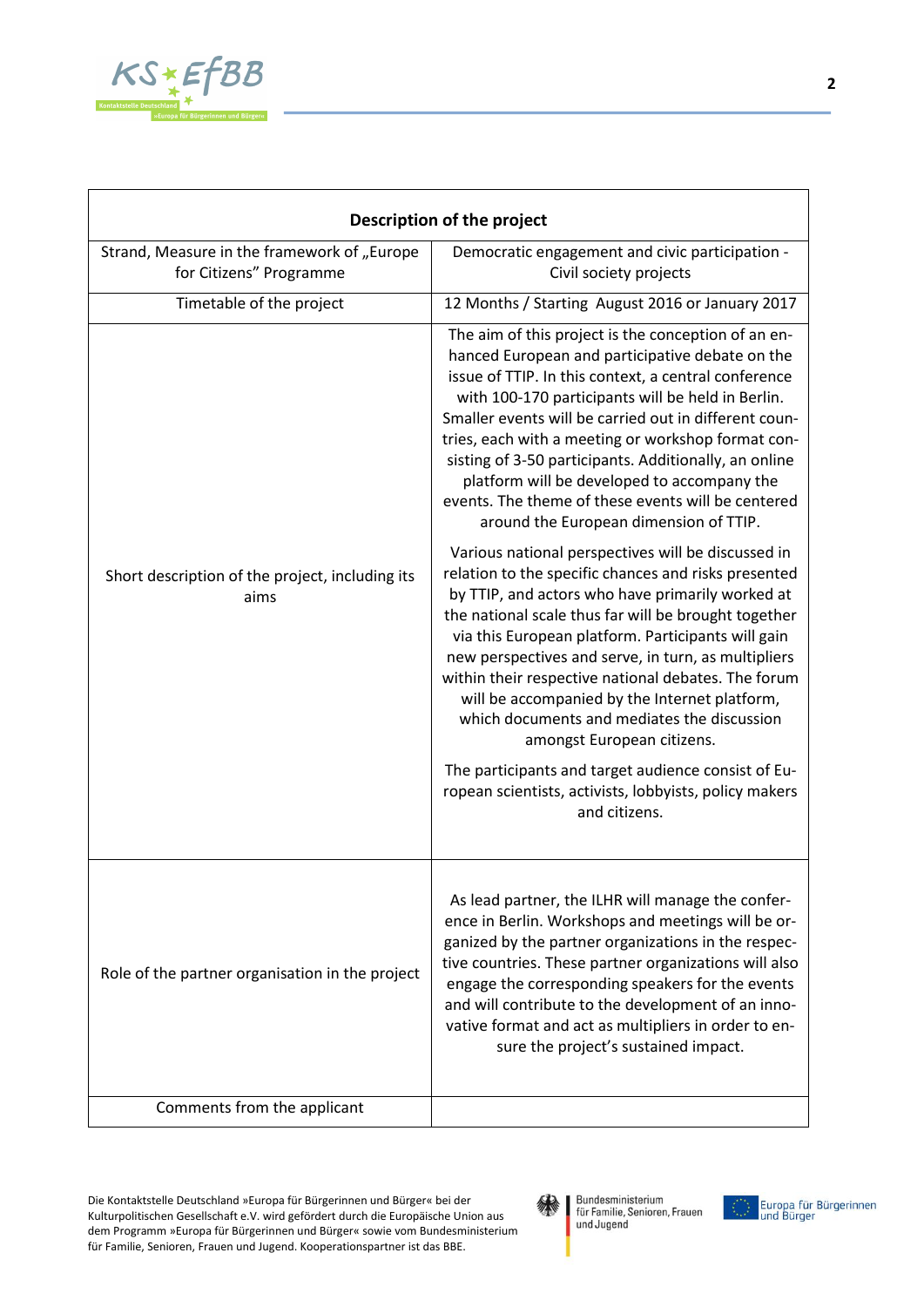| Description of the project | |
|---|---|
| Strand, Measure in the framework of „Europe for Citizens" Programme | Democratic engagement and civic participation - Civil society projects |
| Timetable of the project | 12 Months / Starting August 2016 or January 2017 |
| Short description of the project, including its aims | The aim of this project is the conception of an enhanced European and participative debate on the issue of TTIP. In this context, a central conference with 100-170 participants will be held in Berlin. Smaller events will be carried out in different countries, each with a meeting or workshop format consisting of 3-50 participants. Additionally, an online platform will be developed to accompany the events. The theme of these events will be centered around the European dimension of TTIP.<br><br>Various national perspectives will be discussed in relation to the specific chances and risks presented by TTIP, and actors who have primarily worked at the national scale thus far will be brought together via this European platform. Participants will gain new perspectives and serve, in turn, as multipliers within their respective national debates. The forum will be accompanied by the Internet platform, which documents and mediates the discussion amongst European citizens.<br><br>The participants and target audience consist of European scientists, activists, lobbyists, policy makers and citizens. |
| Role of the partner organisation in the project | As lead partner, the ILHR will manage the conference in Berlin. Workshops and meetings will be organized by the partner organizations in the respective countries. These partner organizations will also engage the corresponding speakers for the events and will contribute to the development of an innovative format and act as multipliers in order to ensure the project's sustained impact. |
| Comments from the applicant | |

Die Kontaktstelle Deutschland »Europa für Bürgerinnen und Bürger« bei der Kulturpolitischen Gesellschaft e.V. wird gefördert durch die Europäische Union aus dem Programm »Europa für Bürgerinnen und Bürger« sowie vom Bundesministerium für Familie, Senioren, Frauen und Jugend. Kooperationspartner ist das BBE.